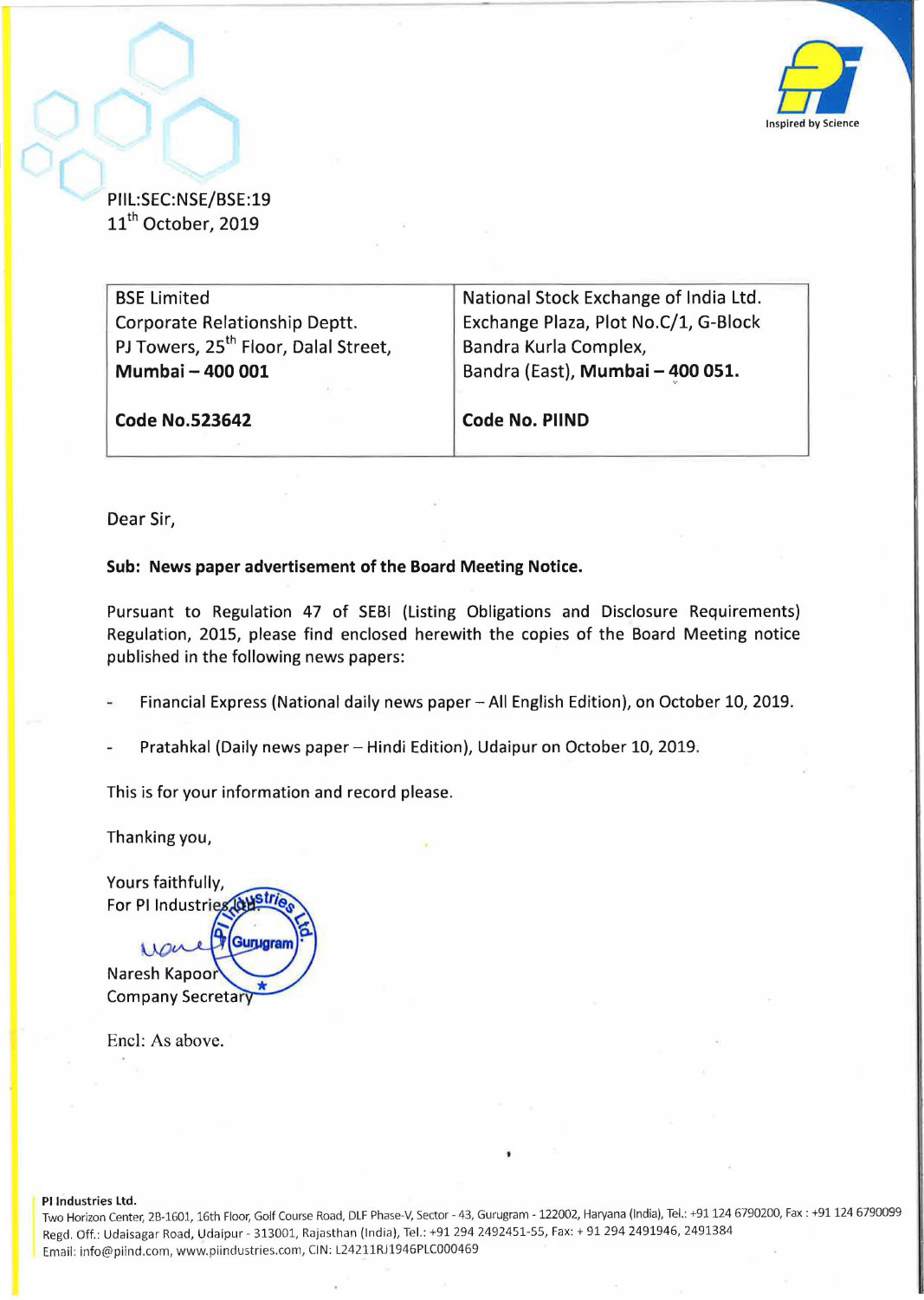PIIL:SEC:NSE/BSE:19
11th October, 2019

| BSE Limited<br>Corporate Relationship Deptt.<br>PJ Towers, 25th Floor, Dalal Street,<br>**Mumbai – 400 001**<br><br>**Code No.523642** | National Stock Exchange of India Ltd.<br>Exchange Plaza, Plot No.C/1, G-Block<br>Bandra Kurla Complex,<br>Bandra (East), **Mumbai – 400 051.**<br><br>**Code No. PIIND** |
|---|---|

Dear Sir,

**Sub: News paper advertisement of the Board Meeting Notice.**

Pursuant to Regulation 47 of SEBI (Listing Obligations and Disclosure Requirements) Regulation, 2015, please find enclosed herewith the copies of the Board Meeting notice published in the following news papers:

- Financial Express (National daily news paper – All English Edition), on October 10, 2019.
- Pratahkal (Daily news paper – Hindi Edition), Udaipur on October 10, 2019.

This is for your information and record please.

Thanking you,

Yours faithfully,
For PI Industries Ltd.

Naresh Kapoor
Company Secretary

Encl: As above.

**PI Industries Ltd.**
Two Horizon Center, 2B-1601, 16th Floor, Golf Course Road, DLF Phase-V, Sector - 43, Gurugram - 122002, Haryana (India), Tel.: +91 124 6790200, Fax : +91 124 6790099
Regd. Off.: Udaisagar Road, Udaipur - 313001, Rajasthan (India), Tel.: +91 294 2492451-55, Fax: + 91 294 2491946, 2491384
Email: info@piind.com, www.piindustries.com, CIN: L24211RJ1946PLC000469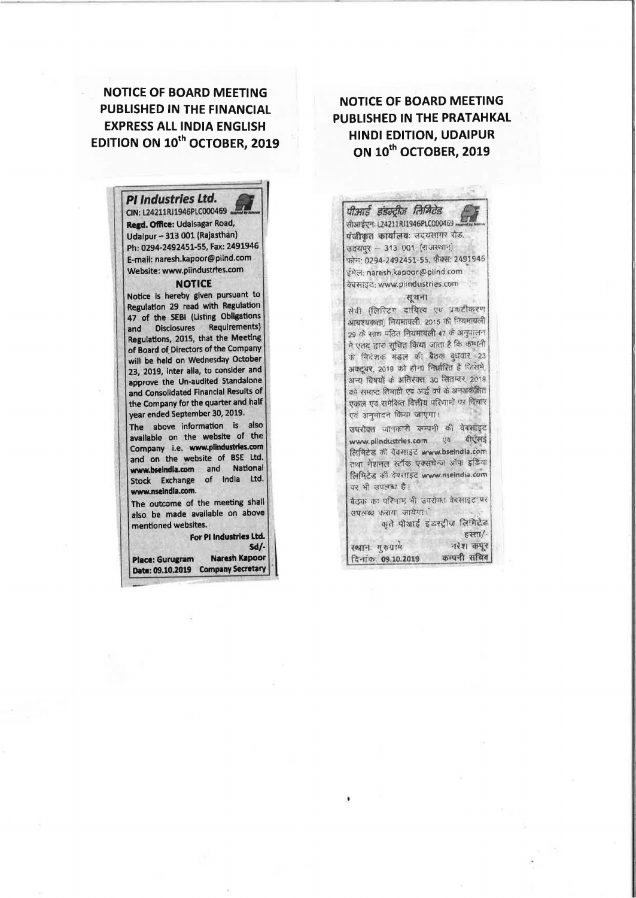## NOTICE OF BOARD MEETING PUBLISHED IN THE FINANCIAL EXPRESS ALL INDIA ENGLISH EDITION ON 10th OCTOBER, 2019

**PI Industries Ltd.**
CIN: L24211RJ1946PLC000469
**Regd. Office:** Udaisagar Road, Udaipur – 313 001 (Rajasthan)
Ph: 0294-2492451-55, Fax: 2491946
E-mail: naresh.kapoor@piind.com
Website: www.piindustries.com

**NOTICE**

Notice is hereby given pursuant to Regulation 29 read with Regulation 47 of the SEBI (Listing Obligations and Disclosures Requirements) Regulations, 2015, that the Meeting of Board of Directors of the Company will be held on Wednesday October 23, 2019, inter alia, to consider and approve the Un-audited Standalone and Consolidated Financial Results of the Company for the quarter and half year ended September 30, 2019.

The above information is also available on the website of the Company i.e. **www.piindustries.com** and on the website of BSE Ltd. **www.bseindia.com** and National Stock Exchange of India Ltd. **www.nseindia.com.**

The outcome of the meeting shall also be made available on above mentioned websites.

For PI Industries Ltd.
Sd/-
**Place: Gurugram** Naresh Kapoor
**Date: 09.10.2019** Company Secretary

## NOTICE OF BOARD MEETING PUBLISHED IN THE PRATAHKAL HINDI EDITION, UDAIPUR ON 10th OCTOBER, 2019

**पीआई इंडस्ट्रीज लिमिटेड**
सीआईएन: L24211RJ1946PLC000469
पंजीकृत कार्यालयः उदयसागर रोड, उदयपुर – 313 001 (राजस्थान)
फोनः 0294-2492451-55, फैक्स: 2491946
ईमेल: naresh.kapoor@piind.com
वेबसाइट: www.piindustries.com

**सूचना**

सेबी (लिस्टिंग दायित्व एवं प्रकटीकरण आवश्यकता) नियमावली, 2015 की नियमावली 29 के साथ पठित नियमावली 47 के अनुपालन में एतद् द्वारा सूचित किया जाता है कि कम्पनी के निदेशक मंडल की बैठक बुधवार 23 अक्टूबर, 2019 को होना निर्धारित है जिसमें, अन्य विषयों के अतिरिक्त, 30 सितम्बर, 2019 को समाप्त तिमाही एवं अर्द्ध वर्ष के अनअंकेक्षित एकल एवं समेकित वित्तीय परिणामों पर विचार एवं अनुमोदन किया जाएगा।

उपरोक्त जानकारी कम्पनी की वेबसाइट www.piindustries.com एवं बीएसई लिमिटेड की वेबसाइट www.bseindia.com तथा नेशनल स्टॉक एक्सचेंज ऑफ इंडिया लिमिटेड की वेबसाइट www.nseindia.com पर भी उपलब्ध है।

बैठक का परिणाम भी उपरोक्त वेबसाइट पर उपलब्ध कराया जायेगा।

कृते पीआई इंडस्ट्रीज लिमिटेड
हस्ता/-
स्थानः गुरुग्राम नरेश कपूर
दिनांक: 09.10.2019 कम्पनी सचिव